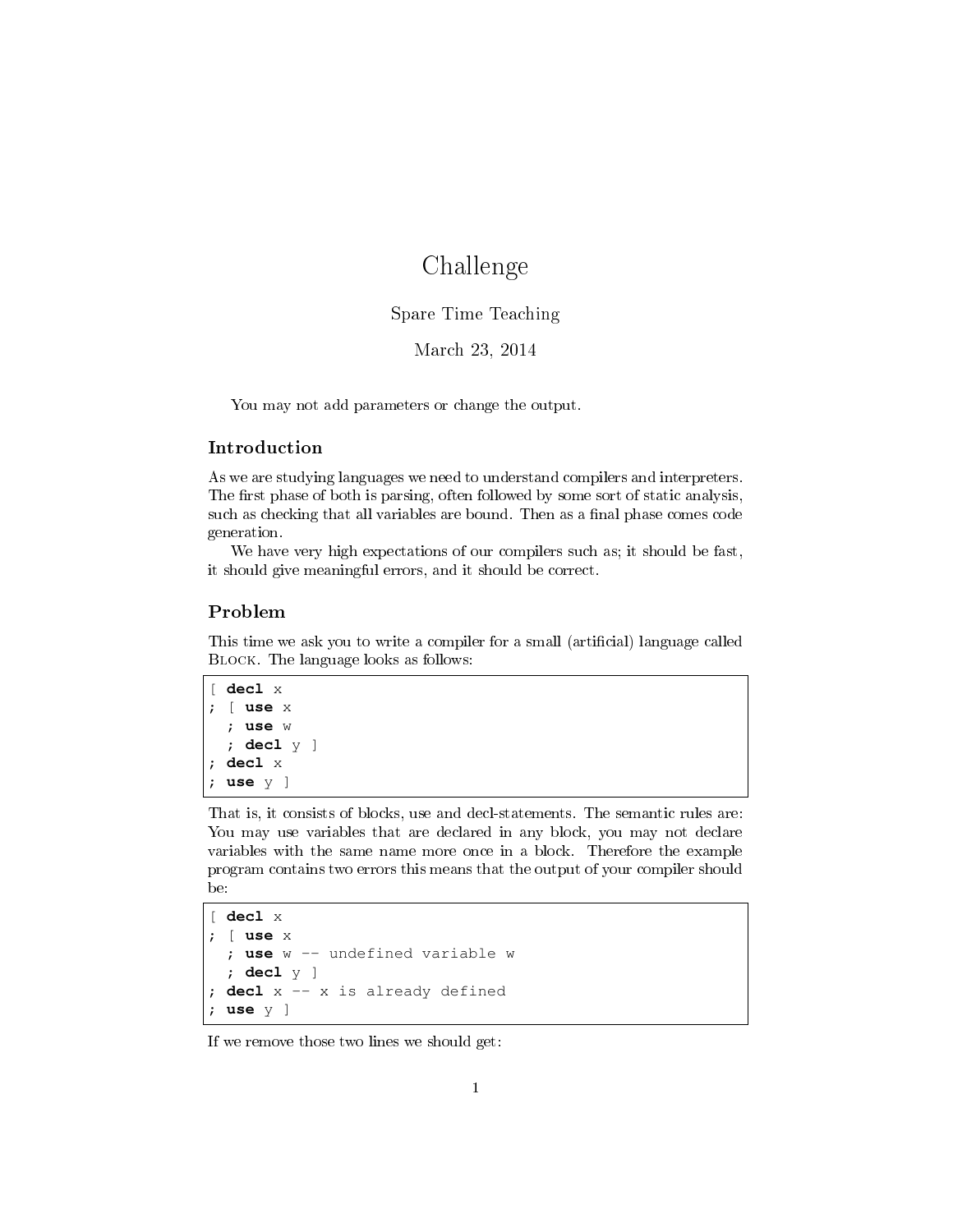# Challenge

Spare Time Teaching

March 23, 2014

You may not add parameters or change the output.

## Introduction

As we are studying languages we need to understand compilers and interpreters. The first phase of both is parsing, often followed by some sort of static analysis, such as checking that all variables are bound. Then as a final phase comes code generation.

We have very high expectations of our compilers such as; it should be fast, it should give meaningful errors, and it should be correct.

## Problem

This time we ask you to write a compiler for a small (artificial) language called Block. The language looks as follows:

```
[ decl x
; [ use x
  ; use w
  ; decl y ]
; decl x
; use y ]
```

That is, it consists of blocks, use and decl-statements. The semantic rules are: You may use variables that are declared in any block, you may not declare variables with the same name more once in a block. Therefore the example program contains two errors this means that the output of your compiler should be:

```
[ decl x
; [ use x
  ; use w -- undefined variable w
  ; decl y ]
; decl x -- x is already defined
; use y ]
```

If we remove those two lines we should get: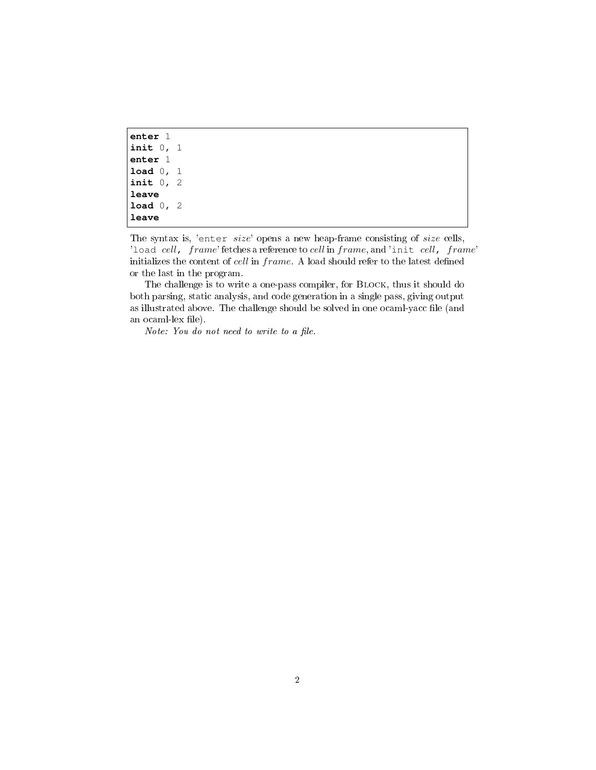```
enter 1
init 0, 1
enter 1
load 0, 1
init 0, 2
leave
load 0, 2
leave
```

The syntax is, 'enter *size*' opens a new heap-frame consisting of *size* cells, 'load *cell*, *frame*' fetches a reference to *cell* in *frame*, and 'init *cell*, *frame*' initializes the content of *cell* in *frame*. A load should refer to the latest defined or the last in the program.

The challenge is to write a one-pass compiler, for BLOCK, thus it should do both parsing, static analysis, and code generation in a single pass, giving output as illustrated above. The challenge should be solved in one ocaml-yacc file (and an ocaml-lex file).

*Note: You do not need to write to a file.*